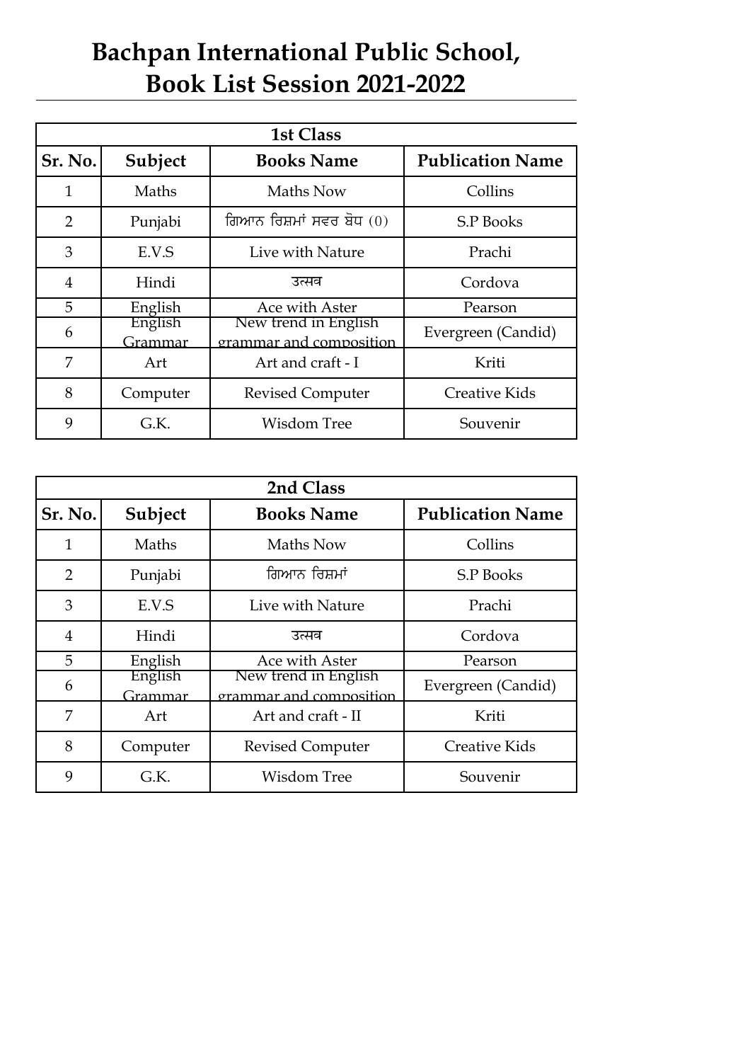# Bachpan International Public School,
# Book List Session 2021-2022

| 1st Class | | | |
|---|---|---|---|
| **Sr. No.** | **Subject** | **Books Name** | **Publication Name** |
| 1 | Maths | Maths Now | Collins |
| 2 | Punjabi | ਗਿਆਨ ਰਿਸ਼ਮਾਂ ਸਵਰ ਬੋਧ (0) | S.P Books |
| 3 | E.V.S | Live with Nature | Prachi |
| 4 | Hindi | उत्सव | Cordova |
| 5 | English | Ace with Aster | Pearson |
| 6 | English Grammar | New trend in English grammar and composition | Evergreen (Candid) |
| 7 | Art | Art and craft - I | Kriti |
| 8 | Computer | Revised Computer | Creative Kids |
| 9 | G.K. | Wisdom Tree | Souvenir |

| 2nd Class | | | |
|---|---|---|---|
| **Sr. No.** | **Subject** | **Books Name** | **Publication Name** |
| 1 | Maths | Maths Now | Collins |
| 2 | Punjabi | ਗਿਆਨ ਰਿਸ਼ਮਾਂ | S.P Books |
| 3 | E.V.S | Live with Nature | Prachi |
| 4 | Hindi | उत्सव | Cordova |
| 5 | English | Ace with Aster | Pearson |
| 6 | English Grammar | New trend in English grammar and composition | Evergreen (Candid) |
| 7 | Art | Art and craft - II | Kriti |
| 8 | Computer | Revised Computer | Creative Kids |
| 9 | G.K. | Wisdom Tree | Souvenir |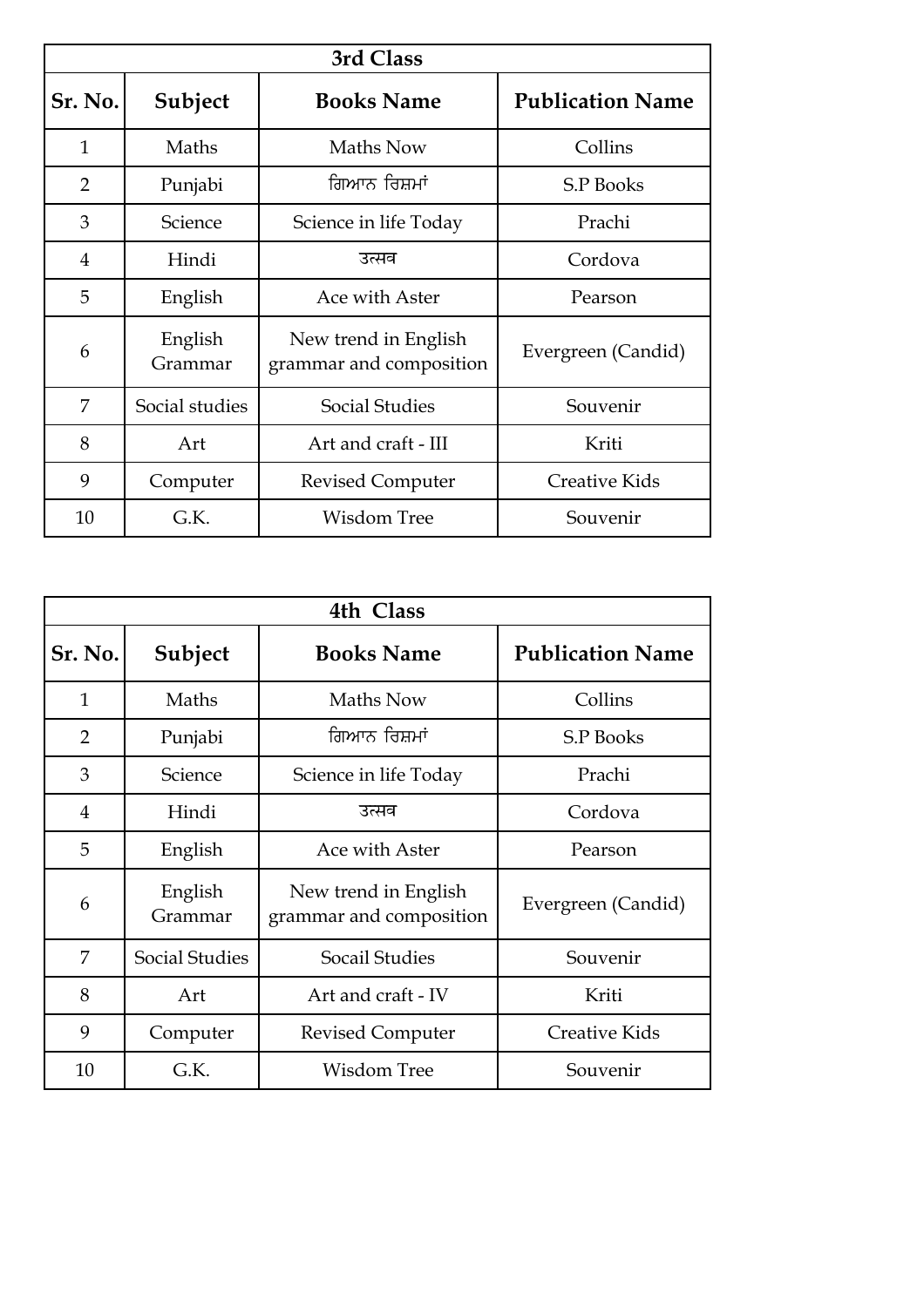| 3rd Class | | | |
|---|---|---|---|
| **Sr. No.** | **Subject** | **Books Name** | **Publication Name** |
| 1 | Maths | Maths Now | Collins |
| 2 | Punjabi | ਗਿਆਨ ਰਿਸ਼ਮਾਂ | S.P Books |
| 3 | Science | Science in life Today | Prachi |
| 4 | Hindi | उत्सव | Cordova |
| 5 | English | Ace with Aster | Pearson |
| 6 | English Grammar | New trend in English grammar and composition | Evergreen (Candid) |
| 7 | Social studies | Social Studies | Souvenir |
| 8 | Art | Art and craft - III | Kriti |
| 9 | Computer | Revised Computer | Creative Kids |
| 10 | G.K. | Wisdom Tree | Souvenir |

| 4th Class | | | |
|---|---|---|---|
| **Sr. No.** | **Subject** | **Books Name** | **Publication Name** |
| 1 | Maths | Maths Now | Collins |
| 2 | Punjabi | ਗਿਆਨ ਰਿਸ਼ਮਾਂ | S.P Books |
| 3 | Science | Science in life Today | Prachi |
| 4 | Hindi | उत्सव | Cordova |
| 5 | English | Ace with Aster | Pearson |
| 6 | English Grammar | New trend in English grammar and composition | Evergreen (Candid) |
| 7 | Social Studies | Socail Studies | Souvenir |
| 8 | Art | Art and craft - IV | Kriti |
| 9 | Computer | Revised Computer | Creative Kids |
| 10 | G.K. | Wisdom Tree | Souvenir |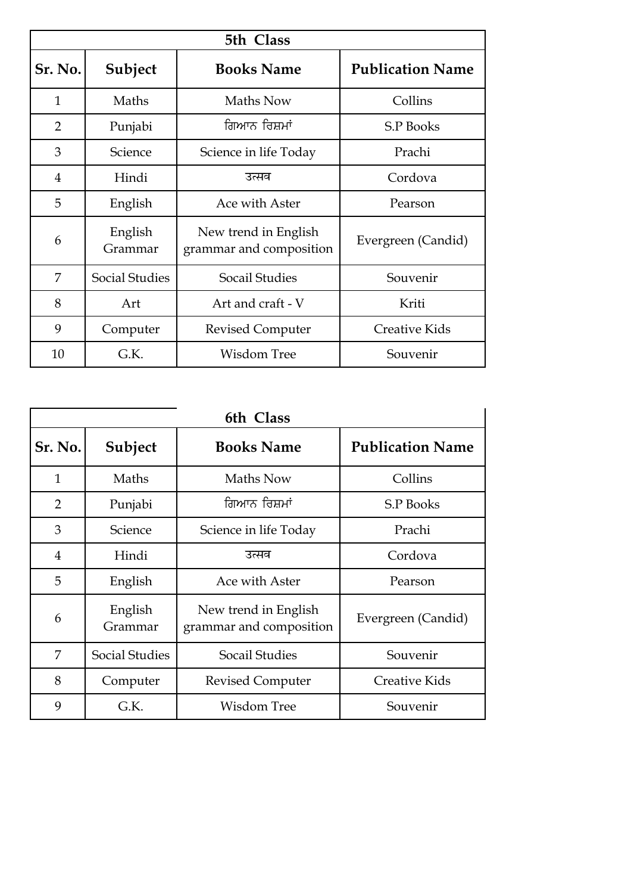## 5th Class

| Sr. No. | Subject | Books Name | Publication Name |
|---|---|---|---|
| 1 | Maths | Maths Now | Collins |
| 2 | Punjabi | ਗਿਆਨ ਰਿਸ਼ਮਾਂ | S.P Books |
| 3 | Science | Science in life Today | Prachi |
| 4 | Hindi | उत्सव | Cordova |
| 5 | English | Ace with Aster | Pearson |
| 6 | English Grammar | New trend in English grammar and composition | Evergreen (Candid) |
| 7 | Social Studies | Socail Studies | Souvenir |
| 8 | Art | Art and craft - V | Kriti |
| 9 | Computer | Revised Computer | Creative Kids |
| 10 | G.K. | Wisdom Tree | Souvenir |

## 6th Class

| Sr. No. | Subject | Books Name | Publication Name |
|---|---|---|---|
| 1 | Maths | Maths Now | Collins |
| 2 | Punjabi | ਗਿਆਨ ਰਿਸ਼ਮਾਂ | S.P Books |
| 3 | Science | Science in life Today | Prachi |
| 4 | Hindi | उत्सव | Cordova |
| 5 | English | Ace with Aster | Pearson |
| 6 | English Grammar | New trend in English grammar and composition | Evergreen (Candid) |
| 7 | Social Studies | Socail Studies | Souvenir |
| 8 | Computer | Revised Computer | Creative Kids |
| 9 | G.K. | Wisdom Tree | Souvenir |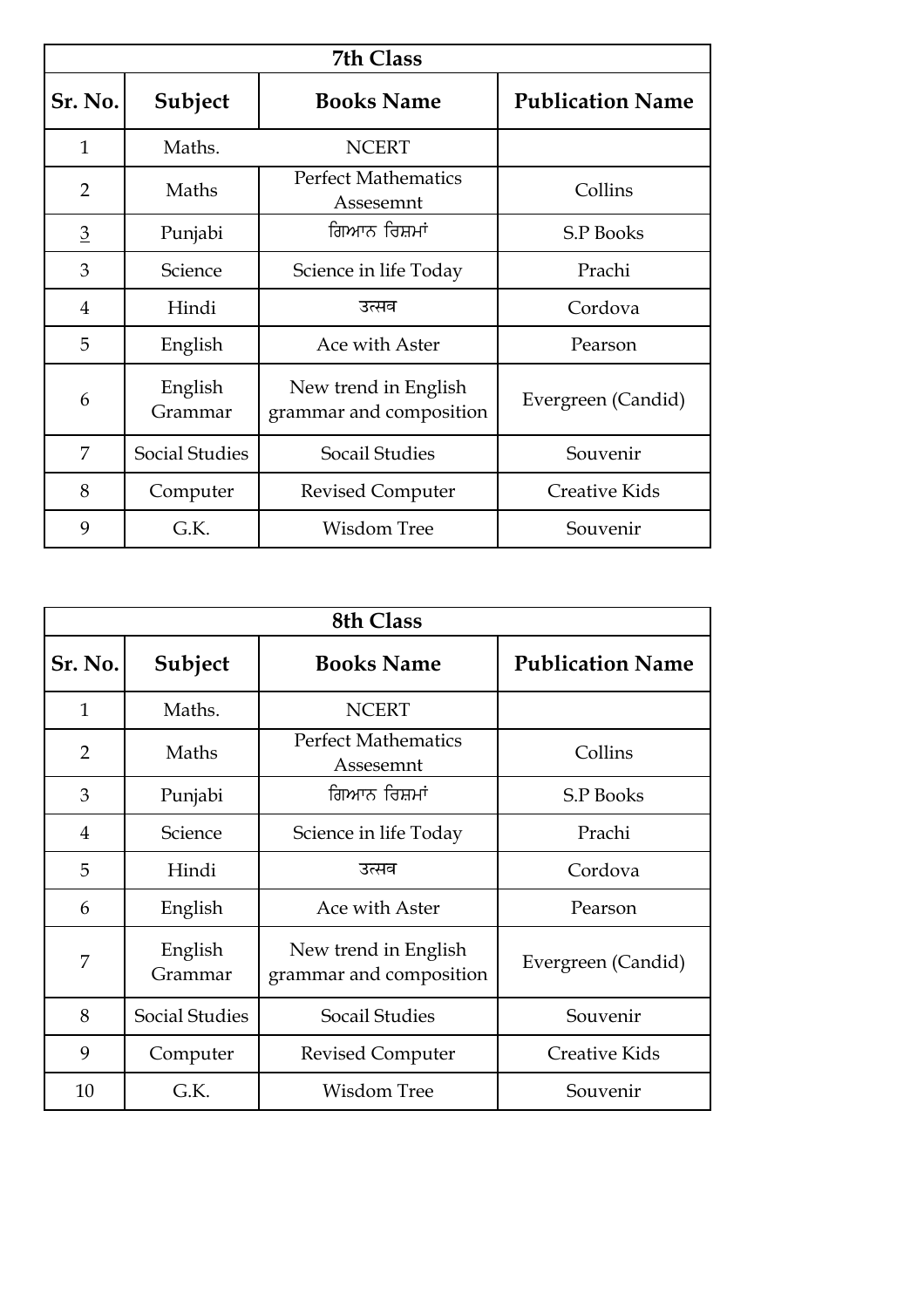| 7th Class | | | |
|---|---|---|---|
| **Sr. No.** | **Subject** | **Books Name** | **Publication Name** |
| 1 | Maths. | NCERT | |
| 2 | Maths | Perfect Mathematics Assesemnt | Collins |
| 3 | Punjabi | ਗਿਆਨ ਰਿਸ਼ਮਾਂ | S.P Books |
| 3 | Science | Science in life Today | Prachi |
| 4 | Hindi | उत्सव | Cordova |
| 5 | English | Ace with Aster | Pearson |
| 6 | English Grammar | New trend in English grammar and composition | Evergreen (Candid) |
| 7 | Social Studies | Socail Studies | Souvenir |
| 8 | Computer | Revised Computer | Creative Kids |
| 9 | G.K. | Wisdom Tree | Souvenir |

| 8th Class | | | |
|---|---|---|---|
| **Sr. No.** | **Subject** | **Books Name** | **Publication Name** |
| 1 | Maths. | NCERT | |
| 2 | Maths | Perfect Mathematics Assesemnt | Collins |
| 3 | Punjabi | ਗਿਆਨ ਰਿਸ਼ਮਾਂ | S.P Books |
| 4 | Science | Science in life Today | Prachi |
| 5 | Hindi | उत्सव | Cordova |
| 6 | English | Ace with Aster | Pearson |
| 7 | English Grammar | New trend in English grammar and composition | Evergreen (Candid) |
| 8 | Social Studies | Socail Studies | Souvenir |
| 9 | Computer | Revised Computer | Creative Kids |
| 10 | G.K. | Wisdom Tree | Souvenir |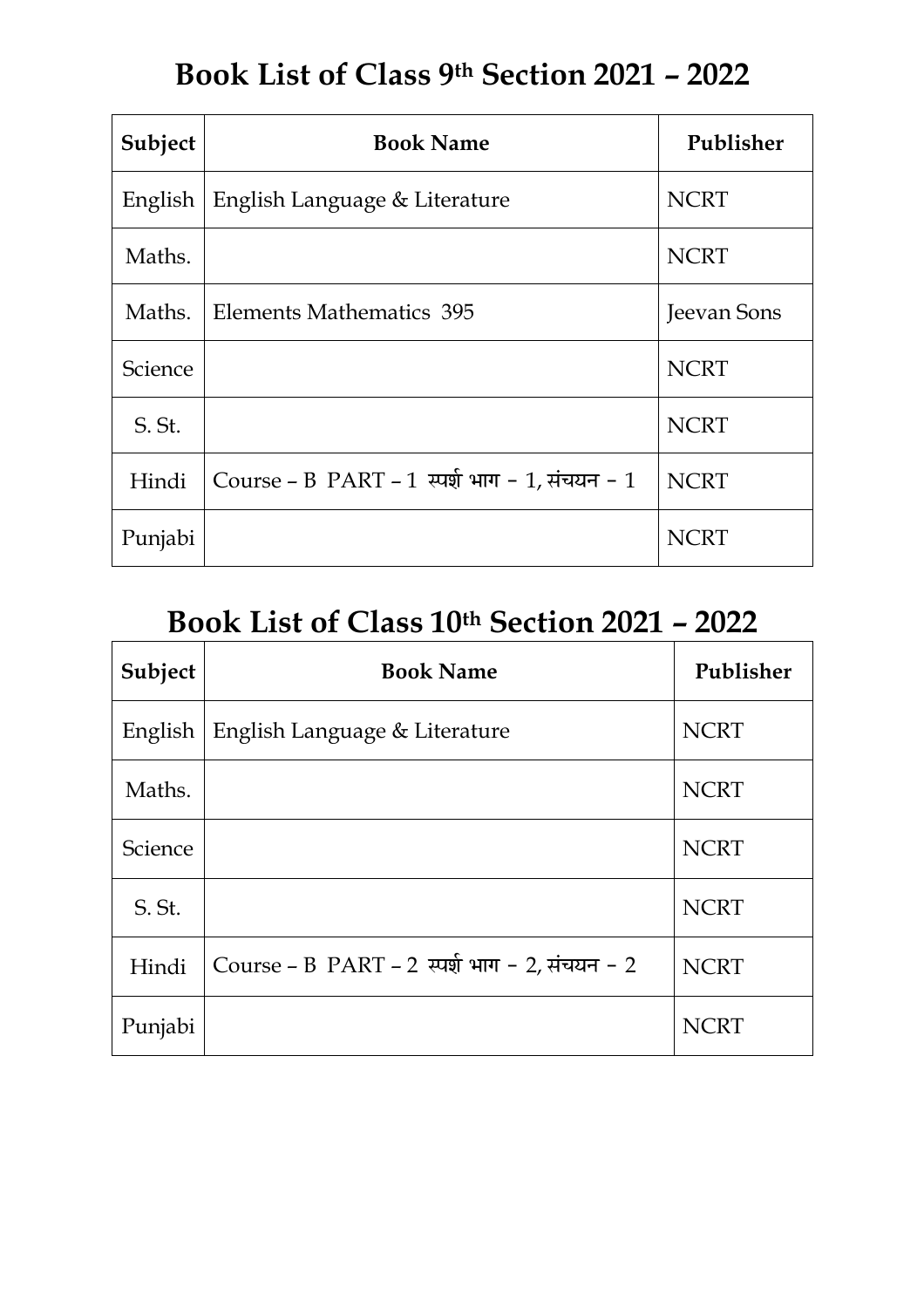## Book List of Class 9th Section 2021 – 2022

| Subject | Book Name | Publisher |
|---|---|---|
| English | English Language & Literature | NCRT |
| Maths. | | NCRT |
| Maths. | Elements Mathematics 395 | Jeevan Sons |
| Science | | NCRT |
| S. St. | | NCRT |
| Hindi | Course – B PART – 1 स्पर्श भाग – 1, संचयन – 1 | NCRT |
| Punjabi | | NCRT |

## Book List of Class 10th Section 2021 – 2022

| Subject | Book Name | Publisher |
|---|---|---|
| English | English Language & Literature | NCRT |
| Maths. | | NCRT |
| Science | | NCRT |
| S. St. | | NCRT |
| Hindi | Course – B PART – 2 स्पर्श भाग – 2, संचयन – 2 | NCRT |
| Punjabi | | NCRT |